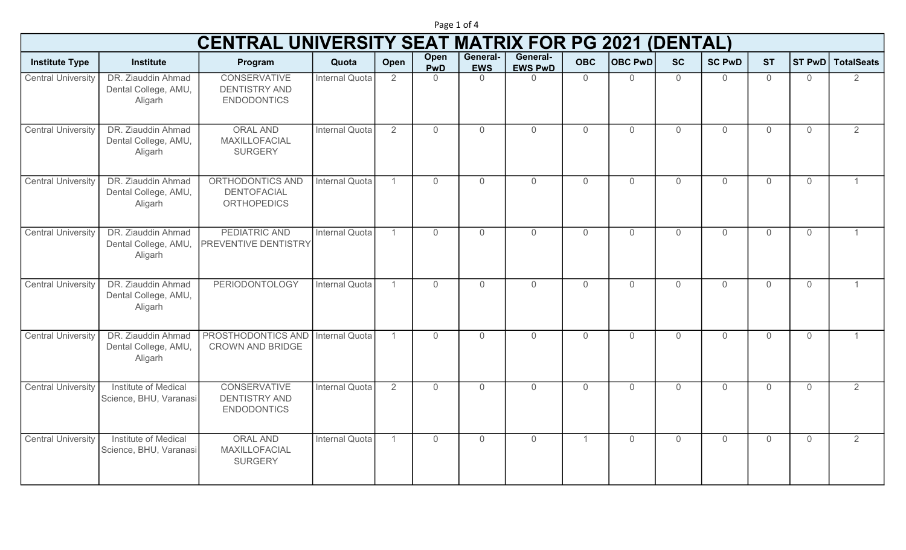# CENTRAL UNIVERSITY SEAT MATRIX FOR PG 2021 (DENTAL)

| Institute Type | Institute | Program | Quota | Open | Open PwD | General-EWS | General-EWS PwD | OBC | OBC PwD | SC | SC PwD | ST | ST PwD | TotalSeats |
|---|---|---|---|---|---|---|---|---|---|---|---|---|---|---|
| Central University | DR. Ziauddin Ahmad Dental College, AMU, Aligarh | CONSERVATIVE DENTISTRY AND ENDODONTICS | Internal Quota | 2 | 0 | 0 | 0 | 0 | 0 | 0 | 0 | 0 | 0 | 2 |
| Central University | DR. Ziauddin Ahmad Dental College, AMU, Aligarh | ORAL AND MAXILLOFACIAL SURGERY | Internal Quota | 2 | 0 | 0 | 0 | 0 | 0 | 0 | 0 | 0 | 0 | 2 |
| Central University | DR. Ziauddin Ahmad Dental College, AMU, Aligarh | ORTHODONTICS AND DENTOFACIAL ORTHOPEDICS | Internal Quota | 1 | 0 | 0 | 0 | 0 | 0 | 0 | 0 | 0 | 0 | 1 |
| Central University | DR. Ziauddin Ahmad Dental College, AMU, Aligarh | PEDIATRIC AND PREVENTIVE DENTISTRY | Internal Quota | 1 | 0 | 0 | 0 | 0 | 0 | 0 | 0 | 0 | 0 | 1 |
| Central University | DR. Ziauddin Ahmad Dental College, AMU, Aligarh | PERIODONTOLOGY | Internal Quota | 1 | 0 | 0 | 0 | 0 | 0 | 0 | 0 | 0 | 0 | 1 |
| Central University | DR. Ziauddin Ahmad Dental College, AMU, Aligarh | PROSTHODONTICS AND CROWN AND BRIDGE | Internal Quota | 1 | 0 | 0 | 0 | 0 | 0 | 0 | 0 | 0 | 0 | 1 |
| Central University | Institute of Medical Science, BHU, Varanasi | CONSERVATIVE DENTISTRY AND ENDODONTICS | Internal Quota | 2 | 0 | 0 | 0 | 0 | 0 | 0 | 0 | 0 | 0 | 2 |
| Central University | Institute of Medical Science, BHU, Varanasi | ORAL AND MAXILLOFACIAL SURGERY | Internal Quota | 1 | 0 | 0 | 0 | 1 | 0 | 0 | 0 | 0 | 0 | 2 |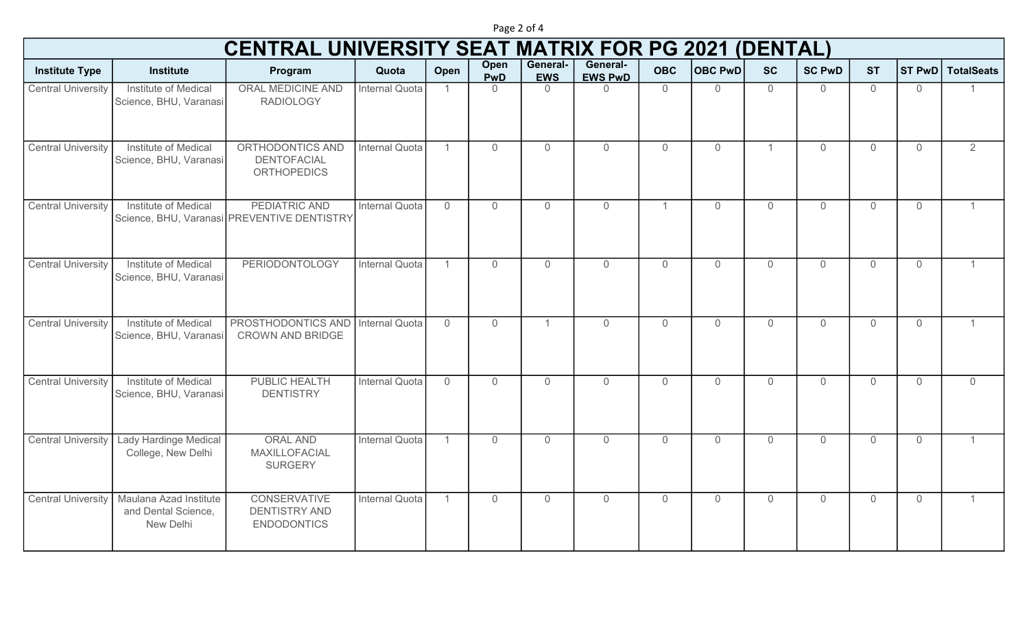# CENTRAL UNIVERSITY SEAT MATRIX FOR PG 2021 (DENTAL)

| Institute Type | Institute | Program | Quota | Open | Open PwD | General-EWS | General-EWS PwD | OBC | OBC PwD | SC | SC PwD | ST | ST PwD | TotalSeats |
|---|---|---|---|---|---|---|---|---|---|---|---|---|---|---|
| Central University | Institute of Medical Science, BHU, Varanasi | ORAL MEDICINE AND RADIOLOGY | Internal Quota | 1 | 0 | 0 | 0 | 0 | 0 | 0 | 0 | 0 | 0 | 1 |
| Central University | Institute of Medical Science, BHU, Varanasi | ORTHODONTICS AND DENTOFACIAL ORTHOPEDICS | Internal Quota | 1 | 0 | 0 | 0 | 0 | 0 | 1 | 0 | 0 | 0 | 2 |
| Central University | Institute of Medical Science, BHU, Varanasi | PEDIATRIC AND PREVENTIVE DENTISTRY | Internal Quota | 0 | 0 | 0 | 0 | 1 | 0 | 0 | 0 | 0 | 0 | 1 |
| Central University | Institute of Medical Science, BHU, Varanasi | PERIODONTOLOGY | Internal Quota | 1 | 0 | 0 | 0 | 0 | 0 | 0 | 0 | 0 | 0 | 1 |
| Central University | Institute of Medical Science, BHU, Varanasi | PROSTHODONTICS AND CROWN AND BRIDGE | Internal Quota | 0 | 0 | 1 | 0 | 0 | 0 | 0 | 0 | 0 | 0 | 1 |
| Central University | Institute of Medical Science, BHU, Varanasi | PUBLIC HEALTH DENTISTRY | Internal Quota | 0 | 0 | 0 | 0 | 0 | 0 | 0 | 0 | 0 | 0 | 0 |
| Central University | Lady Hardinge Medical College, New Delhi | ORAL AND MAXILLOFACIAL SURGERY | Internal Quota | 1 | 0 | 0 | 0 | 0 | 0 | 0 | 0 | 0 | 0 | 1 |
| Central University | Maulana Azad Institute and Dental Science, New Delhi | CONSERVATIVE DENTISTRY AND ENDODONTICS | Internal Quota | 1 | 0 | 0 | 0 | 0 | 0 | 0 | 0 | 0 | 0 | 1 |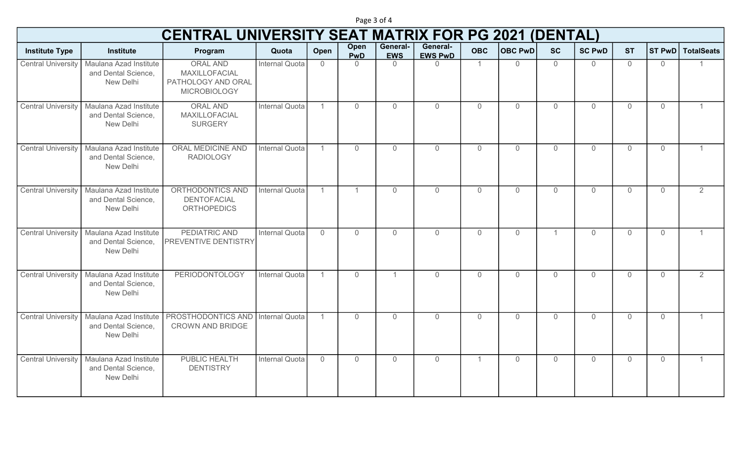# CENTRAL UNIVERSITY SEAT MATRIX FOR PG 2021 (DENTAL)

| Institute Type | Institute | Program | Quota | Open | Open PwD | General-EWS | General-EWS PwD | OBC | OBC PwD | SC | SC PwD | ST | ST PwD | TotalSeats |
|---|---|---|---|---|---|---|---|---|---|---|---|---|---|---|
| Central University | Maulana Azad Institute and Dental Science, New Delhi | ORAL AND MAXILLOFACIAL PATHOLOGY AND ORAL MICROBIOLOGY | Internal Quota | 0 | 0 | 0 | 0 | 1 | 0 | 0 | 0 | 0 | 0 | 1 |
| Central University | Maulana Azad Institute and Dental Science, New Delhi | ORAL AND MAXILLOFACIAL SURGERY | Internal Quota | 1 | 0 | 0 | 0 | 0 | 0 | 0 | 0 | 0 | 0 | 1 |
| Central University | Maulana Azad Institute and Dental Science, New Delhi | ORAL MEDICINE AND RADIOLOGY | Internal Quota | 1 | 0 | 0 | 0 | 0 | 0 | 0 | 0 | 0 | 0 | 1 |
| Central University | Maulana Azad Institute and Dental Science, New Delhi | ORTHODONTICS AND DENTOFACIAL ORTHOPEDICS | Internal Quota | 1 | 1 | 0 | 0 | 0 | 0 | 0 | 0 | 0 | 0 | 2 |
| Central University | Maulana Azad Institute and Dental Science, New Delhi | PEDIATRIC AND PREVENTIVE DENTISTRY | Internal Quota | 0 | 0 | 0 | 0 | 0 | 0 | 1 | 0 | 0 | 0 | 1 |
| Central University | Maulana Azad Institute and Dental Science, New Delhi | PERIODONTOLOGY | Internal Quota | 1 | 0 | 1 | 0 | 0 | 0 | 0 | 0 | 0 | 0 | 2 |
| Central University | Maulana Azad Institute and Dental Science, New Delhi | PROSTHODONTICS AND CROWN AND BRIDGE | Internal Quota | 1 | 0 | 0 | 0 | 0 | 0 | 0 | 0 | 0 | 0 | 1 |
| Central University | Maulana Azad Institute and Dental Science, New Delhi | PUBLIC HEALTH DENTISTRY | Internal Quota | 0 | 0 | 0 | 0 | 1 | 0 | 0 | 0 | 0 | 0 | 1 |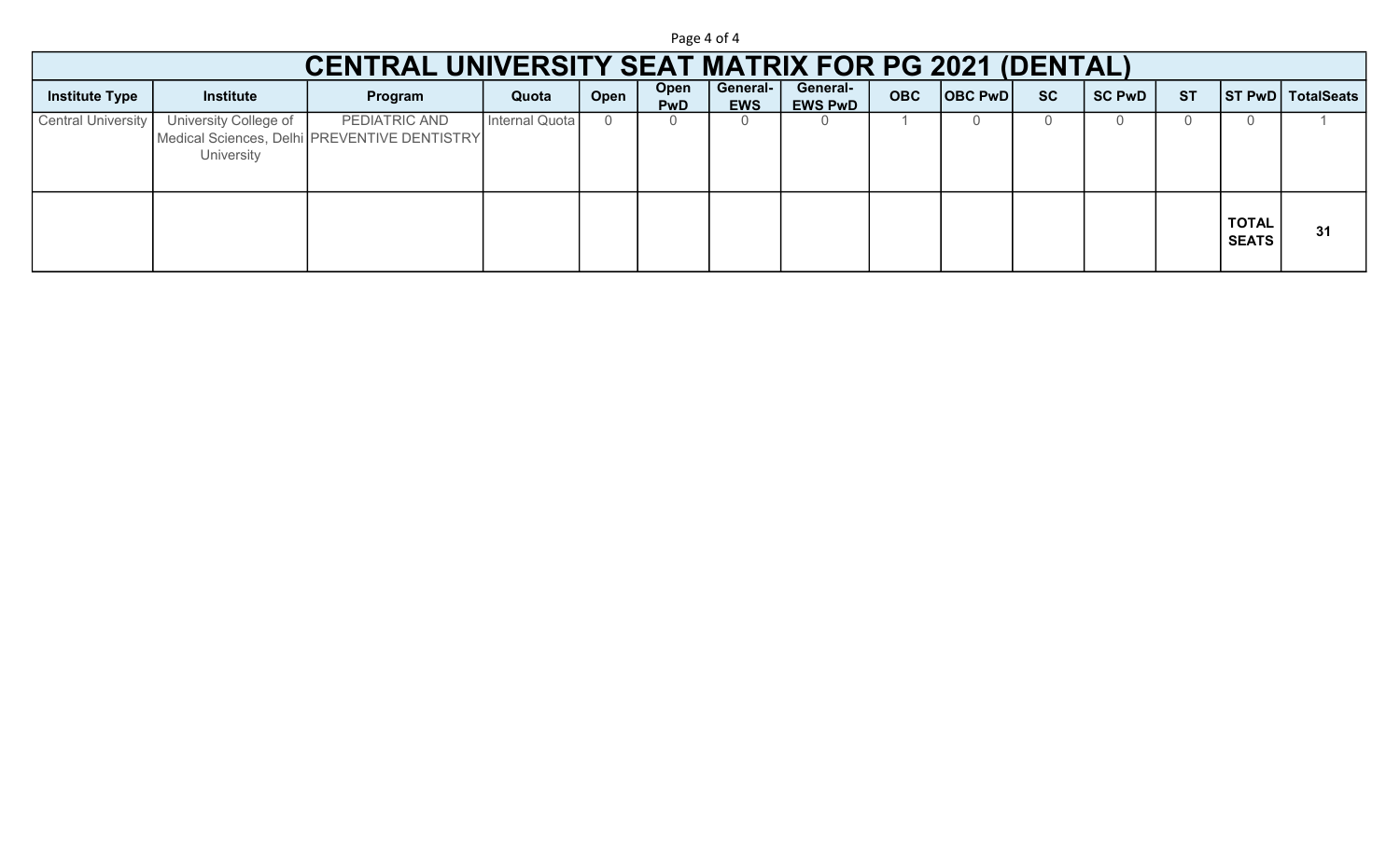# CENTRAL UNIVERSITY SEAT MATRIX FOR PG 2021 (DENTAL)

| Institute Type | Institute | Program | Quota | Open | Open PwD | General-EWS | General-EWS PwD | OBC | OBC PwD | SC | SC PwD | ST | ST PwD | TotalSeats |
|---|---|---|---|---|---|---|---|---|---|---|---|---|---|---|
| Central University | University College of Medical Sciences, Delhi University | PEDIATRIC AND PREVENTIVE DENTISTRY | Internal Quota | 0 | 0 | 0 | 0 | 1 | 0 | 0 | 0 | 0 | 0 | 1 |
| | | | | | | | | | | | | | **TOTAL SEATS** | **31** |